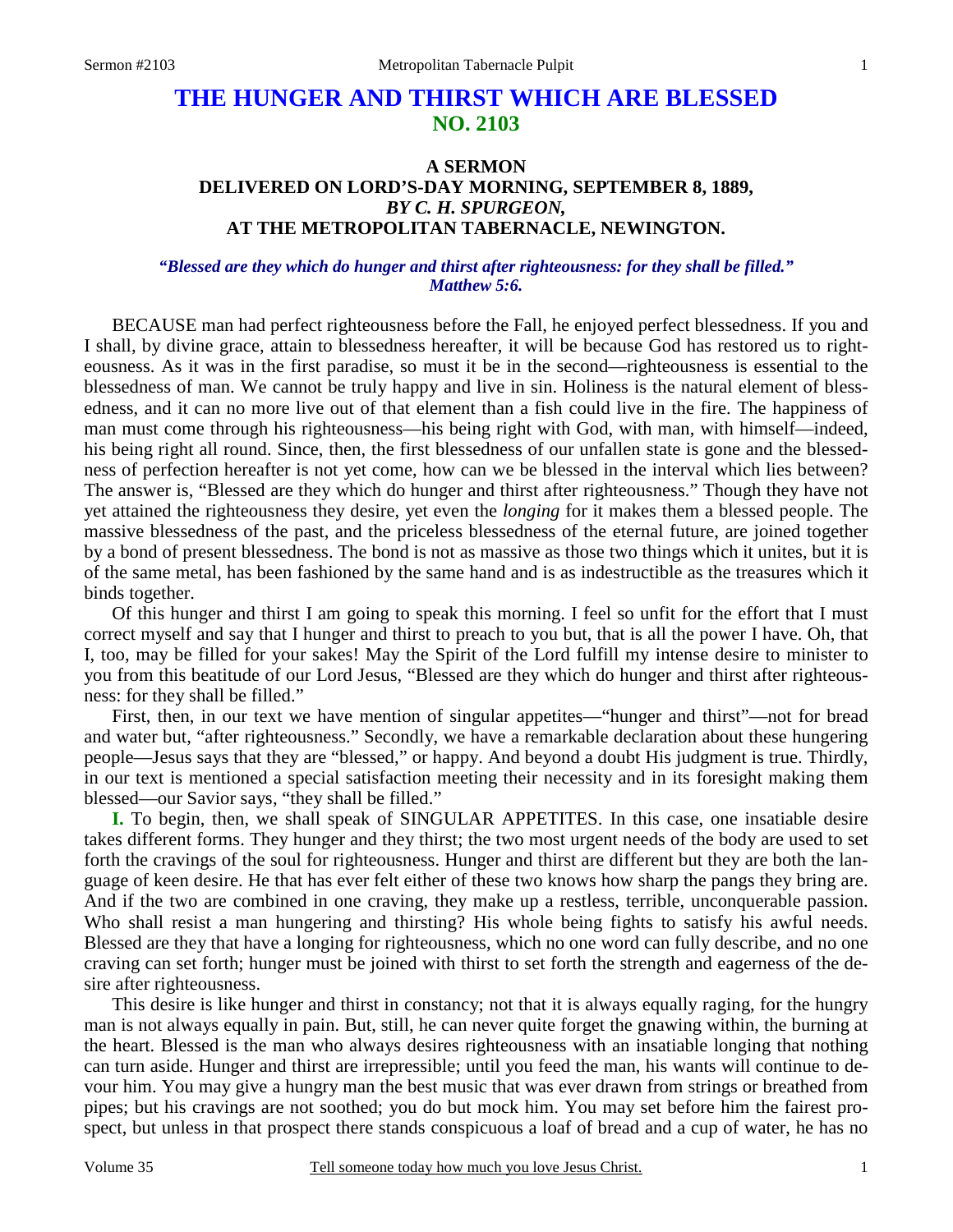# THE HUNGER AND THIRST WHICH ARE BLESSED
## NO. 2103

### A SERMON
### DELIVERED ON LORD'S-DAY MORNING, SEPTEMBER 8, 1889,
### *BY C. H. SPURGEON,*
### AT THE METROPOLITAN TABERNACLE, NEWINGTON.

***"Blessed are they which do hunger and thirst after righteousness: for they shall be filled." Matthew 5:6.***

BECAUSE man had perfect righteousness before the Fall, he enjoyed perfect blessedness. If you and I shall, by divine grace, attain to blessedness hereafter, it will be because God has restored us to righteousness. As it was in the first paradise, so must it be in the second—righteousness is essential to the blessedness of man. We cannot be truly happy and live in sin. Holiness is the natural element of blessedness, and it can no more live out of that element than a fish could live in the fire. The happiness of man must come through his righteousness—his being right with God, with man, with himself—indeed, his being right all round. Since, then, the first blessedness of our unfallen state is gone and the blessedness of perfection hereafter is not yet come, how can we be blessed in the interval which lies between? The answer is, "Blessed are they which do hunger and thirst after righteousness." Though they have not yet attained the righteousness they desire, yet even the *longing* for it makes them a blessed people. The massive blessedness of the past, and the priceless blessedness of the eternal future, are joined together by a bond of present blessedness. The bond is not as massive as those two things which it unites, but it is of the same metal, has been fashioned by the same hand and is as indestructible as the treasures which it binds together.

Of this hunger and thirst I am going to speak this morning. I feel so unfit for the effort that I must correct myself and say that I hunger and thirst to preach to you but, that is all the power I have. Oh, that I, too, may be filled for your sakes! May the Spirit of the Lord fulfill my intense desire to minister to you from this beatitude of our Lord Jesus, "Blessed are they which do hunger and thirst after righteousness: for they shall be filled."

First, then, in our text we have mention of singular appetites—"hunger and thirst"—not for bread and water but, "after righteousness." Secondly, we have a remarkable declaration about these hungering people—Jesus says that they are "blessed," or happy. And beyond a doubt His judgment is true. Thirdly, in our text is mentioned a special satisfaction meeting their necessity and in its foresight making them blessed—our Savior says, "they shall be filled."

**I.** To begin, then, we shall speak of SINGULAR APPETITES. In this case, one insatiable desire takes different forms. They hunger and they thirst; the two most urgent needs of the body are used to set forth the cravings of the soul for righteousness. Hunger and thirst are different but they are both the language of keen desire. He that has ever felt either of these two knows how sharp the pangs they bring are. And if the two are combined in one craving, they make up a restless, terrible, unconquerable passion. Who shall resist a man hungering and thirsting? His whole being fights to satisfy his awful needs. Blessed are they that have a longing for righteousness, which no one word can fully describe, and no one craving can set forth; hunger must be joined with thirst to set forth the strength and eagerness of the desire after righteousness.

This desire is like hunger and thirst in constancy; not that it is always equally raging, for the hungry man is not always equally in pain. But, still, he can never quite forget the gnawing within, the burning at the heart. Blessed is the man who always desires righteousness with an insatiable longing that nothing can turn aside. Hunger and thirst are irrepressible; until you feed the man, his wants will continue to devour him. You may give a hungry man the best music that was ever drawn from strings or breathed from pipes; but his cravings are not soothed; you do but mock him. You may set before him the fairest prospect, but unless in that prospect there stands conspicuous a loaf of bread and a cup of water, he has no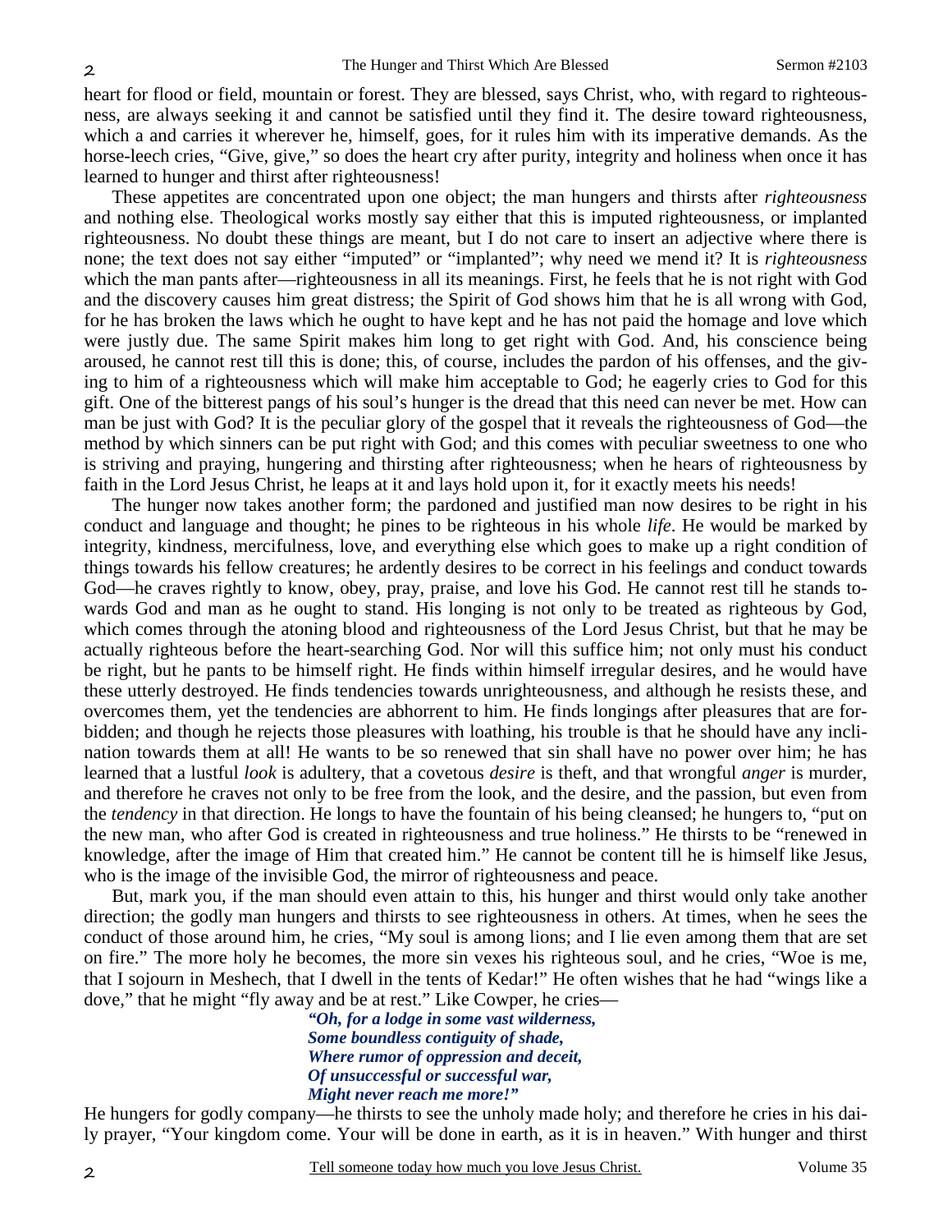heart for flood or field, mountain or forest. They are blessed, says Christ, who, with regard to righteousness, are always seeking it and cannot be satisfied until they find it. The desire toward righteousness, which a and carries it wherever he, himself, goes, for it rules him with its imperative demands. As the horse-leech cries, "Give, give," so does the heart cry after purity, integrity and holiness when once it has learned to hunger and thirst after righteousness!

These appetites are concentrated upon one object; the man hungers and thirsts after *righteousness* and nothing else. Theological works mostly say either that this is imputed righteousness, or implanted righteousness. No doubt these things are meant, but I do not care to insert an adjective where there is none; the text does not say either "imputed" or "implanted"; why need we mend it? It is *righteousness* which the man pants after—righteousness in all its meanings. First, he feels that he is not right with God and the discovery causes him great distress; the Spirit of God shows him that he is all wrong with God, for he has broken the laws which he ought to have kept and he has not paid the homage and love which were justly due. The same Spirit makes him long to get right with God. And, his conscience being aroused, he cannot rest till this is done; this, of course, includes the pardon of his offenses, and the giving to him of a righteousness which will make him acceptable to God; he eagerly cries to God for this gift. One of the bitterest pangs of his soul's hunger is the dread that this need can never be met. How can man be just with God? It is the peculiar glory of the gospel that it reveals the righteousness of God—the method by which sinners can be put right with God; and this comes with peculiar sweetness to one who is striving and praying, hungering and thirsting after righteousness; when he hears of righteousness by faith in the Lord Jesus Christ, he leaps at it and lays hold upon it, for it exactly meets his needs!

The hunger now takes another form; the pardoned and justified man now desires to be right in his conduct and language and thought; he pines to be righteous in his whole *life*. He would be marked by integrity, kindness, mercifulness, love, and everything else which goes to make up a right condition of things towards his fellow creatures; he ardently desires to be correct in his feelings and conduct towards God—he craves rightly to know, obey, pray, praise, and love his God. He cannot rest till he stands towards God and man as he ought to stand. His longing is not only to be treated as righteous by God, which comes through the atoning blood and righteousness of the Lord Jesus Christ, but that he may be actually righteous before the heart-searching God. Nor will this suffice him; not only must his conduct be right, but he pants to be himself right. He finds within himself irregular desires, and he would have these utterly destroyed. He finds tendencies towards unrighteousness, and although he resists these, and overcomes them, yet the tendencies are abhorrent to him. He finds longings after pleasures that are forbidden; and though he rejects those pleasures with loathing, his trouble is that he should have any inclination towards them at all! He wants to be so renewed that sin shall have no power over him; he has learned that a lustful *look* is adultery, that a covetous *desire* is theft, and that wrongful *anger* is murder, and therefore he craves not only to be free from the look, and the desire, and the passion, but even from the *tendency* in that direction. He longs to have the fountain of his being cleansed; he hungers to, "put on the new man, who after God is created in righteousness and true holiness." He thirsts to be "renewed in knowledge, after the image of Him that created him." He cannot be content till he is himself like Jesus, who is the image of the invisible God, the mirror of righteousness and peace.

But, mark you, if the man should even attain to this, his hunger and thirst would only take another direction; the godly man hungers and thirsts to see righteousness in others. At times, when he sees the conduct of those around him, he cries, "My soul is among lions; and I lie even among them that are set on fire." The more holy he becomes, the more sin vexes his righteous soul, and he cries, "Woe is me, that I sojourn in Meshech, that I dwell in the tents of Kedar!" He often wishes that he had "wings like a dove," that he might "fly away and be at rest." Like Cowper, he cries—

> ***"Oh, for a lodge in some vast wilderness,***
> ***Some boundless contiguity of shade,***
> ***Where rumor of oppression and deceit,***
> ***Of unsuccessful or successful war,***
> ***Might never reach me more!"***

He hungers for godly company—he thirsts to see the unholy made holy; and therefore he cries in his daily prayer, "Your kingdom come. Your will be done in earth, as it is in heaven." With hunger and thirst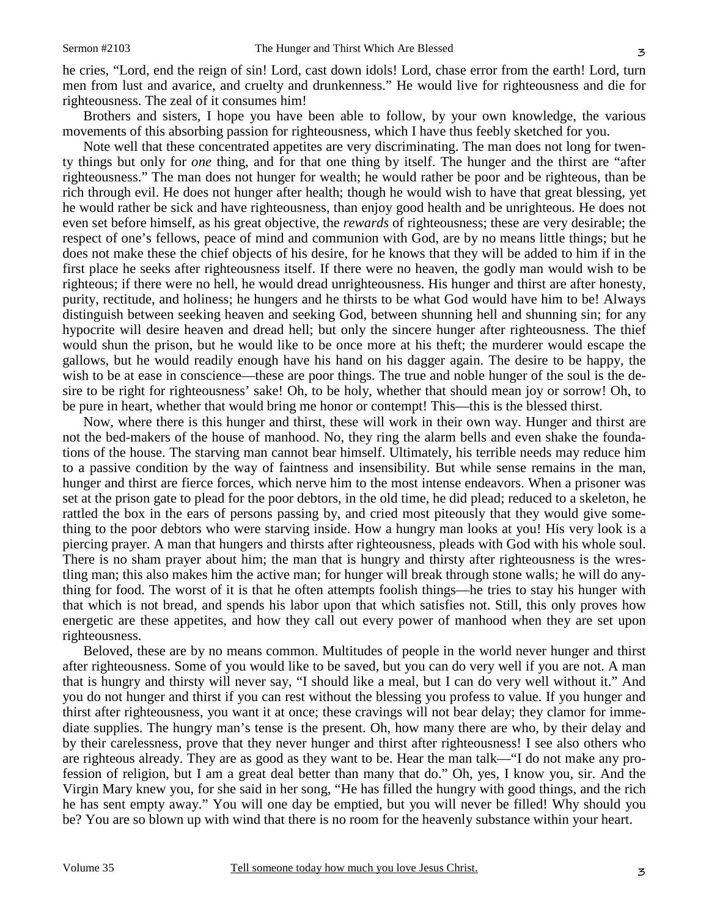he cries, "Lord, end the reign of sin! Lord, cast down idols! Lord, chase error from the earth! Lord, turn men from lust and avarice, and cruelty and drunkenness." He would live for righteousness and die for righteousness. The zeal of it consumes him!

Brothers and sisters, I hope you have been able to follow, by your own knowledge, the various movements of this absorbing passion for righteousness, which I have thus feebly sketched for you.

Note well that these concentrated appetites are very discriminating. The man does not long for twenty things but only for *one* thing, and for that one thing by itself. The hunger and the thirst are "after righteousness." The man does not hunger for wealth; he would rather be poor and be righteous, than be rich through evil. He does not hunger after health; though he would wish to have that great blessing, yet he would rather be sick and have righteousness, than enjoy good health and be unrighteous. He does not even set before himself, as his great objective, the *rewards* of righteousness; these are very desirable; the respect of one's fellows, peace of mind and communion with God, are by no means little things; but he does not make these the chief objects of his desire, for he knows that they will be added to him if in the first place he seeks after righteousness itself. If there were no heaven, the godly man would wish to be righteous; if there were no hell, he would dread unrighteousness. His hunger and thirst are after honesty, purity, rectitude, and holiness; he hungers and he thirsts to be what God would have him to be! Always distinguish between seeking heaven and seeking God, between shunning hell and shunning sin; for any hypocrite will desire heaven and dread hell; but only the sincere hunger after righteousness. The thief would shun the prison, but he would like to be once more at his theft; the murderer would escape the gallows, but he would readily enough have his hand on his dagger again. The desire to be happy, the wish to be at ease in conscience—these are poor things. The true and noble hunger of the soul is the desire to be right for righteousness' sake! Oh, to be holy, whether that should mean joy or sorrow! Oh, to be pure in heart, whether that would bring me honor or contempt! This—this is the blessed thirst.

Now, where there is this hunger and thirst, these will work in their own way. Hunger and thirst are not the bed-makers of the house of manhood. No, they ring the alarm bells and even shake the foundations of the house. The starving man cannot bear himself. Ultimately, his terrible needs may reduce him to a passive condition by the way of faintness and insensibility. But while sense remains in the man, hunger and thirst are fierce forces, which nerve him to the most intense endeavors. When a prisoner was set at the prison gate to plead for the poor debtors, in the old time, he did plead; reduced to a skeleton, he rattled the box in the ears of persons passing by, and cried most piteously that they would give something to the poor debtors who were starving inside. How a hungry man looks at you! His very look is a piercing prayer. A man that hungers and thirsts after righteousness, pleads with God with his whole soul. There is no sham prayer about him; the man that is hungry and thirsty after righteousness is the wrestling man; this also makes him the active man; for hunger will break through stone walls; he will do anything for food. The worst of it is that he often attempts foolish things—he tries to stay his hunger with that which is not bread, and spends his labor upon that which satisfies not. Still, this only proves how energetic are these appetites, and how they call out every power of manhood when they are set upon righteousness.

Beloved, these are by no means common. Multitudes of people in the world never hunger and thirst after righteousness. Some of you would like to be saved, but you can do very well if you are not. A man that is hungry and thirsty will never say, "I should like a meal, but I can do very well without it." And you do not hunger and thirst if you can rest without the blessing you profess to value. If you hunger and thirst after righteousness, you want it at once; these cravings will not bear delay; they clamor for immediate supplies. The hungry man's tense is the present. Oh, how many there are who, by their delay and by their carelessness, prove that they never hunger and thirst after righteousness! I see also others who are righteous already. They are as good as they want to be. Hear the man talk—"I do not make any profession of religion, but I am a great deal better than many that do." Oh, yes, I know you, sir. And the Virgin Mary knew you, for she said in her song, "He has filled the hungry with good things, and the rich he has sent empty away." You will one day be emptied, but you will never be filled! Why should you be? You are so blown up with wind that there is no room for the heavenly substance within your heart.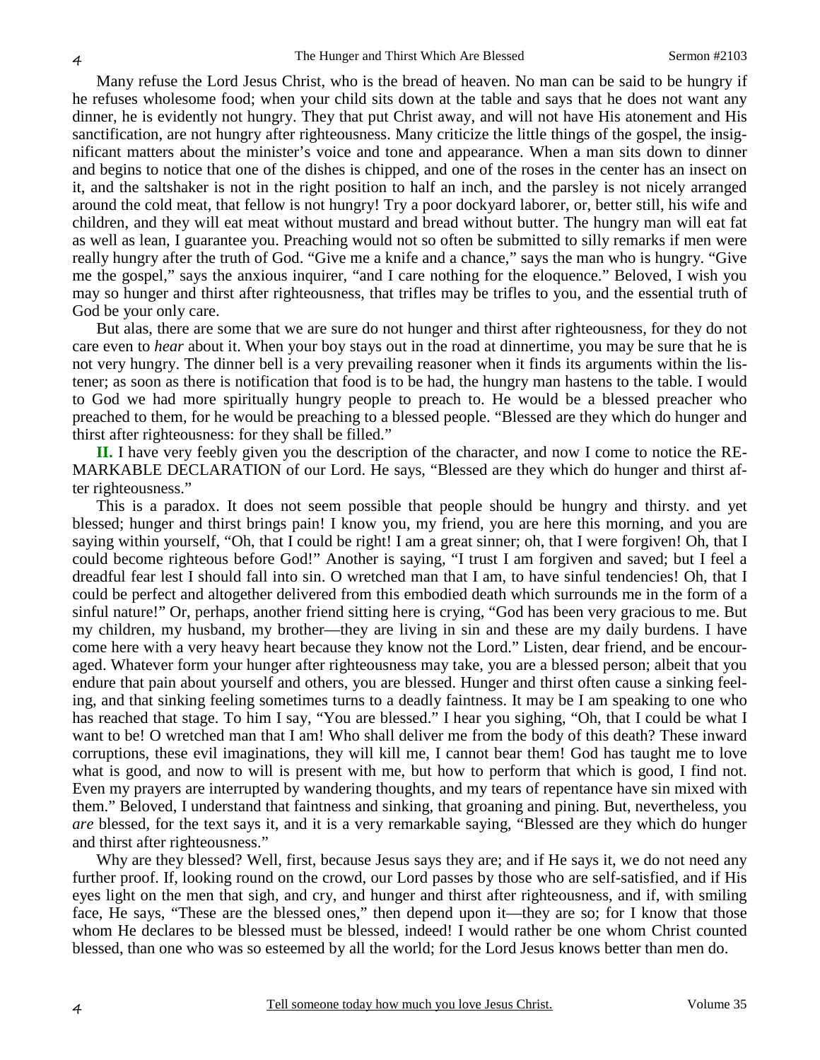Many refuse the Lord Jesus Christ, who is the bread of heaven. No man can be said to be hungry if he refuses wholesome food; when your child sits down at the table and says that he does not want any dinner, he is evidently not hungry. They that put Christ away, and will not have His atonement and His sanctification, are not hungry after righteousness. Many criticize the little things of the gospel, the insignificant matters about the minister's voice and tone and appearance. When a man sits down to dinner and begins to notice that one of the dishes is chipped, and one of the roses in the center has an insect on it, and the saltshaker is not in the right position to half an inch, and the parsley is not nicely arranged around the cold meat, that fellow is not hungry! Try a poor dockyard laborer, or, better still, his wife and children, and they will eat meat without mustard and bread without butter. The hungry man will eat fat as well as lean, I guarantee you. Preaching would not so often be submitted to silly remarks if men were really hungry after the truth of God. "Give me a knife and a chance," says the man who is hungry. "Give me the gospel," says the anxious inquirer, "and I care nothing for the eloquence." Beloved, I wish you may so hunger and thirst after righteousness, that trifles may be trifles to you, and the essential truth of God be your only care.

But alas, there are some that we are sure do not hunger and thirst after righteousness, for they do not care even to *hear* about it. When your boy stays out in the road at dinnertime, you may be sure that he is not very hungry. The dinner bell is a very prevailing reasoner when it finds its arguments within the listener; as soon as there is notification that food is to be had, the hungry man hastens to the table. I would to God we had more spiritually hungry people to preach to. He would be a blessed preacher who preached to them, for he would be preaching to a blessed people. "Blessed are they which do hunger and thirst after righteousness: for they shall be filled."

**II.** I have very feebly given you the description of the character, and now I come to notice the REMARKABLE DECLARATION of our Lord. He says, "Blessed are they which do hunger and thirst after righteousness."

This is a paradox. It does not seem possible that people should be hungry and thirsty. and yet blessed; hunger and thirst brings pain! I know you, my friend, you are here this morning, and you are saying within yourself, "Oh, that I could be right! I am a great sinner; oh, that I were forgiven! Oh, that I could become righteous before God!" Another is saying, "I trust I am forgiven and saved; but I feel a dreadful fear lest I should fall into sin. O wretched man that I am, to have sinful tendencies! Oh, that I could be perfect and altogether delivered from this embodied death which surrounds me in the form of a sinful nature!" Or, perhaps, another friend sitting here is crying, "God has been very gracious to me. But my children, my husband, my brother—they are living in sin and these are my daily burdens. I have come here with a very heavy heart because they know not the Lord." Listen, dear friend, and be encouraged. Whatever form your hunger after righteousness may take, you are a blessed person; albeit that you endure that pain about yourself and others, you are blessed. Hunger and thirst often cause a sinking feeling, and that sinking feeling sometimes turns to a deadly faintness. It may be I am speaking to one who has reached that stage. To him I say, "You are blessed." I hear you sighing, "Oh, that I could be what I want to be! O wretched man that I am! Who shall deliver me from the body of this death? These inward corruptions, these evil imaginations, they will kill me, I cannot bear them! God has taught me to love what is good, and now to will is present with me, but how to perform that which is good, I find not. Even my prayers are interrupted by wandering thoughts, and my tears of repentance have sin mixed with them." Beloved, I understand that faintness and sinking, that groaning and pining. But, nevertheless, you *are* blessed, for the text says it, and it is a very remarkable saying, "Blessed are they which do hunger and thirst after righteousness."

Why are they blessed? Well, first, because Jesus says they are; and if He says it, we do not need any further proof. If, looking round on the crowd, our Lord passes by those who are self-satisfied, and if His eyes light on the men that sigh, and cry, and hunger and thirst after righteousness, and if, with smiling face, He says, "These are the blessed ones," then depend upon it—they are so; for I know that those whom He declares to be blessed must be blessed, indeed! I would rather be one whom Christ counted blessed, than one who was so esteemed by all the world; for the Lord Jesus knows better than men do.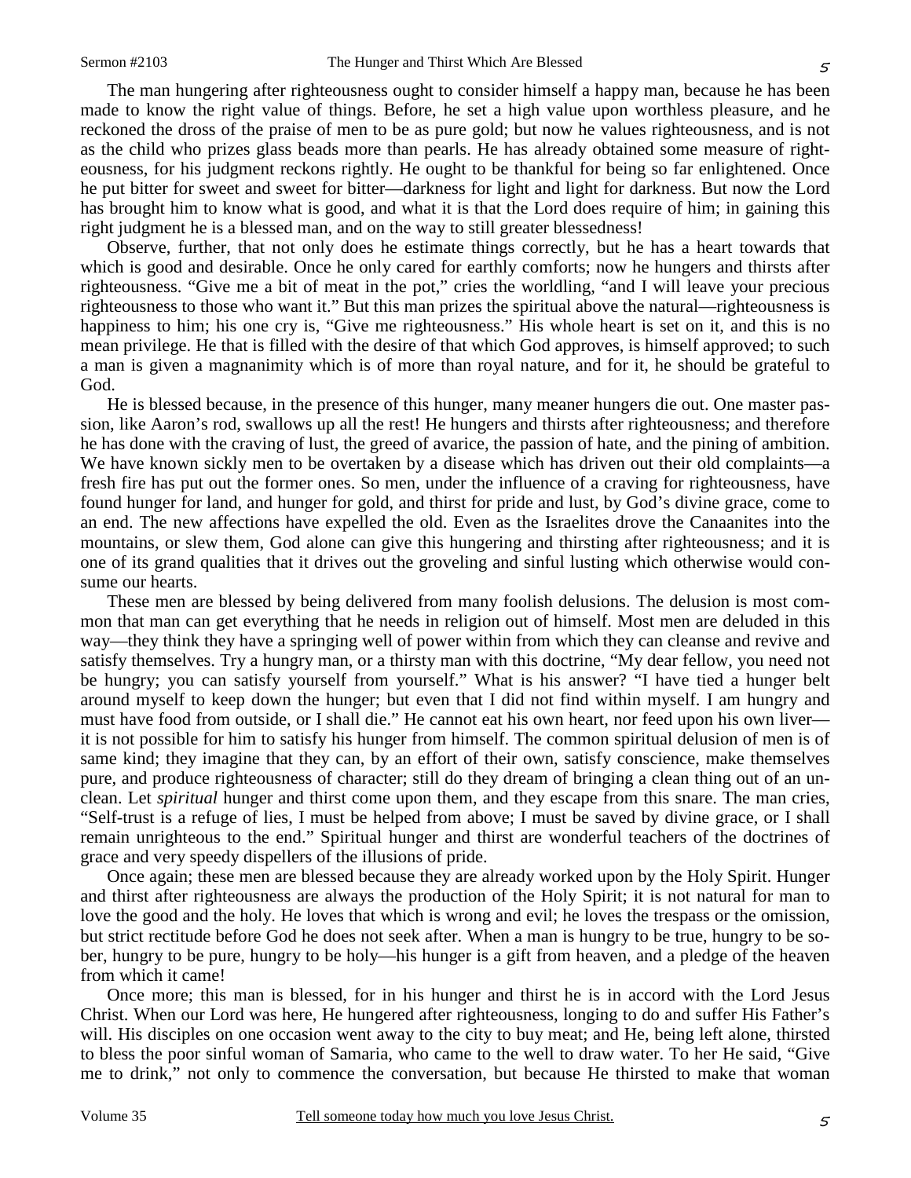The man hungering after righteousness ought to consider himself a happy man, because he has been made to know the right value of things. Before, he set a high value upon worthless pleasure, and he reckoned the dross of the praise of men to be as pure gold; but now he values righteousness, and is not as the child who prizes glass beads more than pearls. He has already obtained some measure of righteousness, for his judgment reckons rightly. He ought to be thankful for being so far enlightened. Once he put bitter for sweet and sweet for bitter—darkness for light and light for darkness. But now the Lord has brought him to know what is good, and what it is that the Lord does require of him; in gaining this right judgment he is a blessed man, and on the way to still greater blessedness!

Observe, further, that not only does he estimate things correctly, but he has a heart towards that which is good and desirable. Once he only cared for earthly comforts; now he hungers and thirsts after righteousness. "Give me a bit of meat in the pot," cries the worldling, "and I will leave your precious righteousness to those who want it." But this man prizes the spiritual above the natural—righteousness is happiness to him; his one cry is, "Give me righteousness." His whole heart is set on it, and this is no mean privilege. He that is filled with the desire of that which God approves, is himself approved; to such a man is given a magnanimity which is of more than royal nature, and for it, he should be grateful to God.

He is blessed because, in the presence of this hunger, many meaner hungers die out. One master passion, like Aaron's rod, swallows up all the rest! He hungers and thirsts after righteousness; and therefore he has done with the craving of lust, the greed of avarice, the passion of hate, and the pining of ambition. We have known sickly men to be overtaken by a disease which has driven out their old complaints—a fresh fire has put out the former ones. So men, under the influence of a craving for righteousness, have found hunger for land, and hunger for gold, and thirst for pride and lust, by God's divine grace, come to an end. The new affections have expelled the old. Even as the Israelites drove the Canaanites into the mountains, or slew them, God alone can give this hungering and thirsting after righteousness; and it is one of its grand qualities that it drives out the groveling and sinful lusting which otherwise would consume our hearts.

These men are blessed by being delivered from many foolish delusions. The delusion is most common that man can get everything that he needs in religion out of himself. Most men are deluded in this way—they think they have a springing well of power within from which they can cleanse and revive and satisfy themselves. Try a hungry man, or a thirsty man with this doctrine, "My dear fellow, you need not be hungry; you can satisfy yourself from yourself." What is his answer? "I have tied a hunger belt around myself to keep down the hunger; but even that I did not find within myself. I am hungry and must have food from outside, or I shall die." He cannot eat his own heart, nor feed upon his own liver—it is not possible for him to satisfy his hunger from himself. The common spiritual delusion of men is of same kind; they imagine that they can, by an effort of their own, satisfy conscience, make themselves pure, and produce righteousness of character; still do they dream of bringing a clean thing out of an unclean. Let *spiritual* hunger and thirst come upon them, and they escape from this snare. The man cries, "Self-trust is a refuge of lies, I must be helped from above; I must be saved by divine grace, or I shall remain unrighteous to the end." Spiritual hunger and thirst are wonderful teachers of the doctrines of grace and very speedy dispellers of the illusions of pride.

Once again; these men are blessed because they are already worked upon by the Holy Spirit. Hunger and thirst after righteousness are always the production of the Holy Spirit; it is not natural for man to love the good and the holy. He loves that which is wrong and evil; he loves the trespass or the omission, but strict rectitude before God he does not seek after. When a man is hungry to be true, hungry to be sober, hungry to be pure, hungry to be holy—his hunger is a gift from heaven, and a pledge of the heaven from which it came!

Once more; this man is blessed, for in his hunger and thirst he is in accord with the Lord Jesus Christ. When our Lord was here, He hungered after righteousness, longing to do and suffer His Father's will. His disciples on one occasion went away to the city to buy meat; and He, being left alone, thirsted to bless the poor sinful woman of Samaria, who came to the well to draw water. To her He said, "Give me to drink," not only to commence the conversation, but because He thirsted to make that woman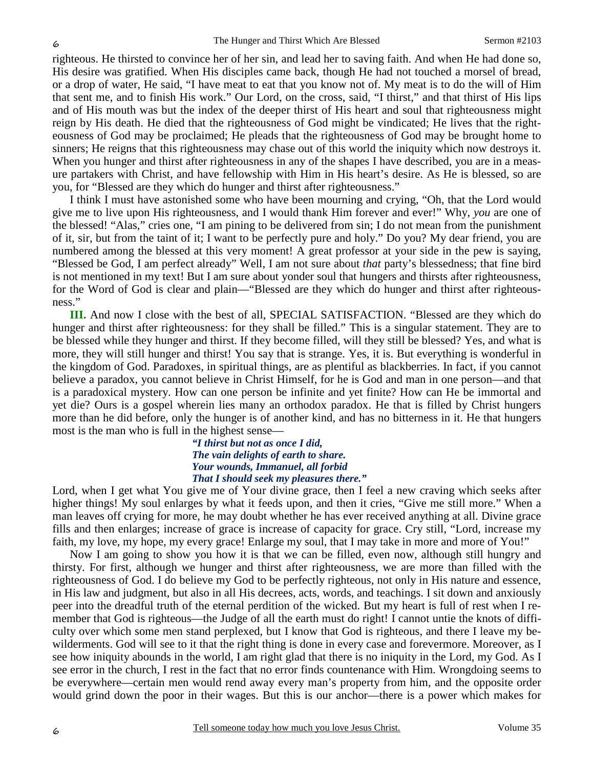righteous. He thirsted to convince her of her sin, and lead her to saving faith. And when He had done so, His desire was gratified. When His disciples came back, though He had not touched a morsel of bread, or a drop of water, He said, "I have meat to eat that you know not of. My meat is to do the will of Him that sent me, and to finish His work." Our Lord, on the cross, said, "I thirst," and that thirst of His lips and of His mouth was but the index of the deeper thirst of His heart and soul that righteousness might reign by His death. He died that the righteousness of God might be vindicated; He lives that the righteousness of God may be proclaimed; He pleads that the righteousness of God may be brought home to sinners; He reigns that this righteousness may chase out of this world the iniquity which now destroys it. When you hunger and thirst after righteousness in any of the shapes I have described, you are in a measure partakers with Christ, and have fellowship with Him in His heart's desire. As He is blessed, so are you, for "Blessed are they which do hunger and thirst after righteousness."

I think I must have astonished some who have been mourning and crying, "Oh, that the Lord would give me to live upon His righteousness, and I would thank Him forever and ever!" Why, *you* are one of the blessed! "Alas," cries one, "I am pining to be delivered from sin; I do not mean from the punishment of it, sir, but from the taint of it; I want to be perfectly pure and holy." Do you? My dear friend, you are numbered among the blessed at this very moment! A great professor at your side in the pew is saying, "Blessed be God, I am perfect already" Well, I am not sure about *that* party's blessedness; that fine bird is not mentioned in my text! But I am sure about yonder soul that hungers and thirsts after righteousness, for the Word of God is clear and plain—"Blessed are they which do hunger and thirst after righteousness."

**III.** And now I close with the best of all, SPECIAL SATISFACTION. "Blessed are they which do hunger and thirst after righteousness: for they shall be filled." This is a singular statement. They are to be blessed while they hunger and thirst. If they become filled, will they still be blessed? Yes, and what is more, they will still hunger and thirst! You say that is strange. Yes, it is. But everything is wonderful in the kingdom of God. Paradoxes, in spiritual things, are as plentiful as blackberries. In fact, if you cannot believe a paradox, you cannot believe in Christ Himself, for he is God and man in one person—and that is a paradoxical mystery. How can one person be infinite and yet finite? How can He be immortal and yet die? Ours is a gospel wherein lies many an orthodox paradox. He that is filled by Christ hungers more than he did before, only the hunger is of another kind, and has no bitterness in it. He that hungers most is the man who is full in the highest sense—

*"I thirst but not as once I did,*
*The vain delights of earth to share.*
*Your wounds, Immanuel, all forbid*
*That I should seek my pleasures there."*

Lord, when I get what You give me of Your divine grace, then I feel a new craving which seeks after higher things! My soul enlarges by what it feeds upon, and then it cries, "Give me still more." When a man leaves off crying for more, he may doubt whether he has ever received anything at all. Divine grace fills and then enlarges; increase of grace is increase of capacity for grace. Cry still, "Lord, increase my faith, my love, my hope, my every grace! Enlarge my soul, that I may take in more and more of You!"

Now I am going to show you how it is that we can be filled, even now, although still hungry and thirsty. For first, although we hunger and thirst after righteousness, we are more than filled with the righteousness of God. I do believe my God to be perfectly righteous, not only in His nature and essence, in His law and judgment, but also in all His decrees, acts, words, and teachings. I sit down and anxiously peer into the dreadful truth of the eternal perdition of the wicked. But my heart is full of rest when I remember that God is righteous—the Judge of all the earth must do right! I cannot untie the knots of difficulty over which some men stand perplexed, but I know that God is righteous, and there I leave my bewilderments. God will see to it that the right thing is done in every case and forevermore. Moreover, as I see how iniquity abounds in the world, I am right glad that there is no iniquity in the Lord, my God. As I see error in the church, I rest in the fact that no error finds countenance with Him. Wrongdoing seems to be everywhere—certain men would rend away every man's property from him, and the opposite order would grind down the poor in their wages. But this is our anchor—there is a power which makes for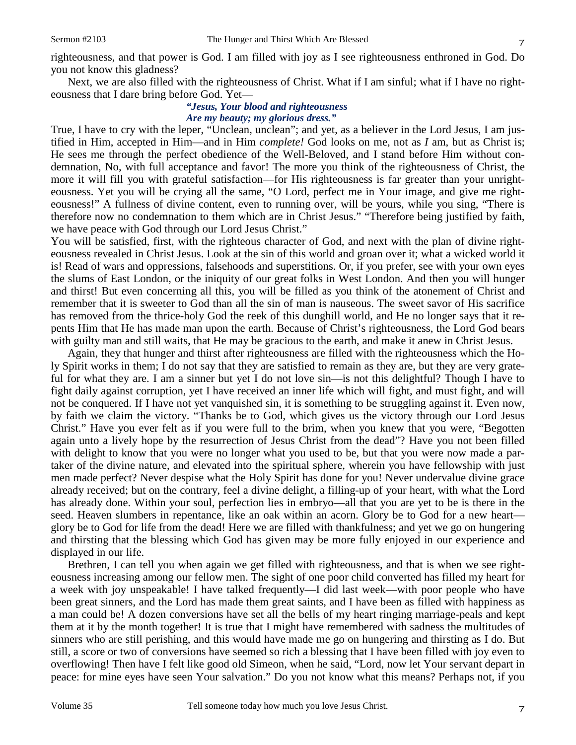righteousness, and that power is God. I am filled with joy as I see righteousness enthroned in God. Do you not know this gladness?

Next, we are also filled with the righteousness of Christ. What if I am sinful; what if I have no righteousness that I dare bring before God. Yet—

> ***"Jesus, Your blood and righteousness***
> ***Are my beauty; my glorious dress."***

True, I have to cry with the leper, "Unclean, unclean"; and yet, as a believer in the Lord Jesus, I am justified in Him, accepted in Him—and in Him *complete!* God looks on me, not as *I* am, but as Christ is; He sees me through the perfect obedience of the Well-Beloved, and I stand before Him without condemnation, No, with full acceptance and favor! The more you think of the righteousness of Christ, the more it will fill you with grateful satisfaction—for His righteousness is far greater than your unrighteousness. Yet you will be crying all the same, "O Lord, perfect me in Your image, and give me righteousness!" A fullness of divine content, even to running over, will be yours, while you sing, "There is therefore now no condemnation to them which are in Christ Jesus." "Therefore being justified by faith, we have peace with God through our Lord Jesus Christ."

You will be satisfied, first, with the righteous character of God, and next with the plan of divine righteousness revealed in Christ Jesus. Look at the sin of this world and groan over it; what a wicked world it is! Read of wars and oppressions, falsehoods and superstitions. Or, if you prefer, see with your own eyes the slums of East London, or the iniquity of our great folks in West London. And then you will hunger and thirst! But even concerning all this, you will be filled as you think of the atonement of Christ and remember that it is sweeter to God than all the sin of man is nauseous. The sweet savor of His sacrifice has removed from the thrice-holy God the reek of this dunghill world, and He no longer says that it repents Him that He has made man upon the earth. Because of Christ's righteousness, the Lord God bears with guilty man and still waits, that He may be gracious to the earth, and make it anew in Christ Jesus.

Again, they that hunger and thirst after righteousness are filled with the righteousness which the Holy Spirit works in them; I do not say that they are satisfied to remain as they are, but they are very grateful for what they are. I am a sinner but yet I do not love sin—is not this delightful? Though I have to fight daily against corruption, yet I have received an inner life which will fight, and must fight, and will not be conquered. If I have not yet vanquished sin, it is something to be struggling against it. Even now, by faith we claim the victory. "Thanks be to God, which gives us the victory through our Lord Jesus Christ." Have you ever felt as if you were full to the brim, when you knew that you were, "Begotten again unto a lively hope by the resurrection of Jesus Christ from the dead"? Have you not been filled with delight to know that you were no longer what you used to be, but that you were now made a partaker of the divine nature, and elevated into the spiritual sphere, wherein you have fellowship with just men made perfect? Never despise what the Holy Spirit has done for you! Never undervalue divine grace already received; but on the contrary, feel a divine delight, a filling-up of your heart, with what the Lord has already done. Within your soul, perfection lies in embryo—all that you are yet to be is there in the seed. Heaven slumbers in repentance, like an oak within an acorn. Glory be to God for a new heart—glory be to God for life from the dead! Here we are filled with thankfulness; and yet we go on hungering and thirsting that the blessing which God has given may be more fully enjoyed in our experience and displayed in our life.

Brethren, I can tell you when again we get filled with righteousness, and that is when we see righteousness increasing among our fellow men. The sight of one poor child converted has filled my heart for a week with joy unspeakable! I have talked frequently—I did last week—with poor people who have been great sinners, and the Lord has made them great saints, and I have been as filled with happiness as a man could be! A dozen conversions have set all the bells of my heart ringing marriage-peals and kept them at it by the month together! It is true that I might have remembered with sadness the multitudes of sinners who are still perishing, and this would have made me go on hungering and thirsting as I do. But still, a score or two of conversions have seemed so rich a blessing that I have been filled with joy even to overflowing! Then have I felt like good old Simeon, when he said, "Lord, now let Your servant depart in peace: for mine eyes have seen Your salvation." Do you not know what this means? Perhaps not, if you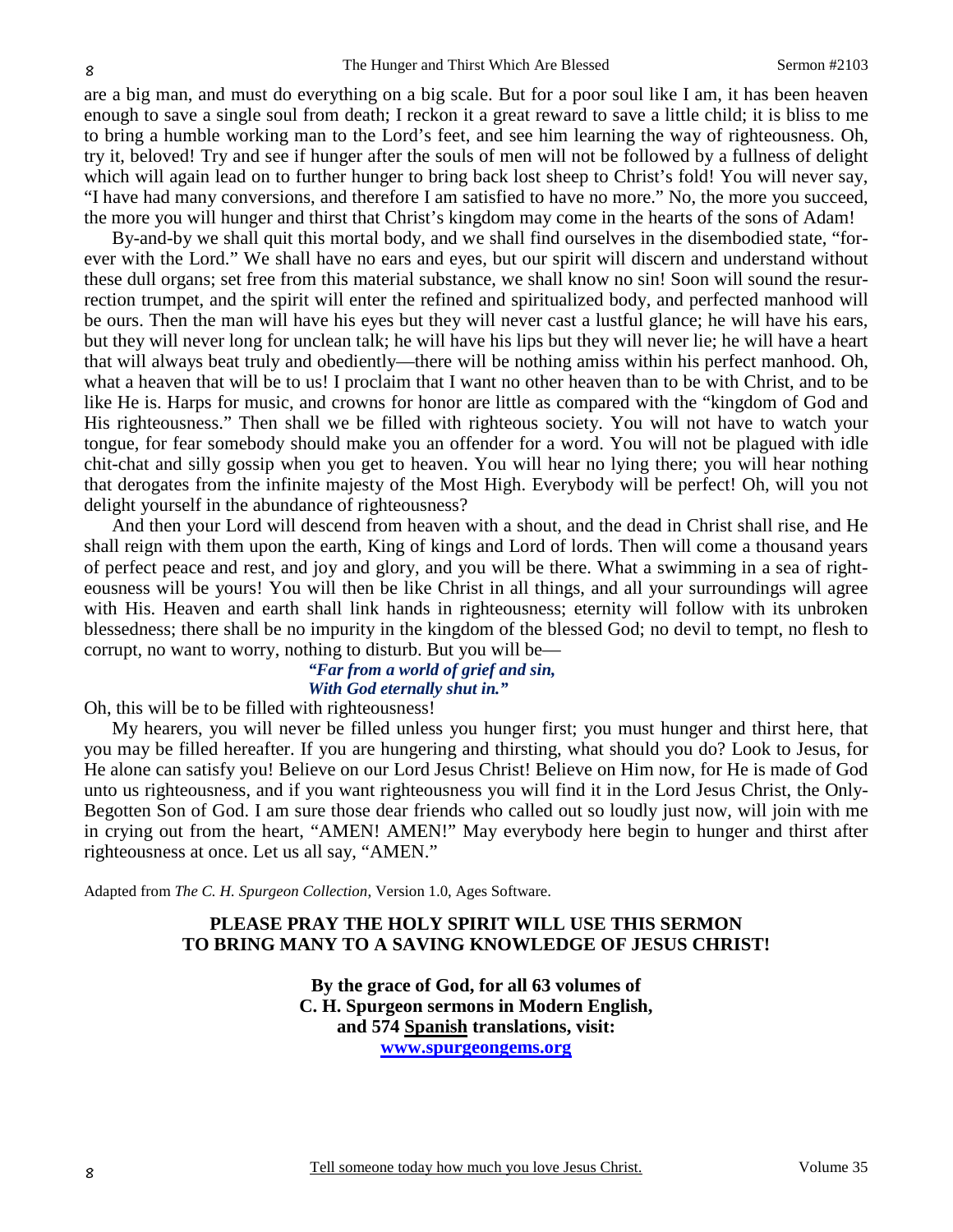are a big man, and must do everything on a big scale. But for a poor soul like I am, it has been heaven enough to save a single soul from death; I reckon it a great reward to save a little child; it is bliss to me to bring a humble working man to the Lord's feet, and see him learning the way of righteousness. Oh, try it, beloved! Try and see if hunger after the souls of men will not be followed by a fullness of delight which will again lead on to further hunger to bring back lost sheep to Christ's fold! You will never say, "I have had many conversions, and therefore I am satisfied to have no more." No, the more you succeed, the more you will hunger and thirst that Christ's kingdom may come in the hearts of the sons of Adam!

By-and-by we shall quit this mortal body, and we shall find ourselves in the disembodied state, "forever with the Lord." We shall have no ears and eyes, but our spirit will discern and understand without these dull organs; set free from this material substance, we shall know no sin! Soon will sound the resurrection trumpet, and the spirit will enter the refined and spiritualized body, and perfected manhood will be ours. Then the man will have his eyes but they will never cast a lustful glance; he will have his ears, but they will never long for unclean talk; he will have his lips but they will never lie; he will have a heart that will always beat truly and obediently—there will be nothing amiss within his perfect manhood. Oh, what a heaven that will be to us! I proclaim that I want no other heaven than to be with Christ, and to be like He is. Harps for music, and crowns for honor are little as compared with the "kingdom of God and His righteousness." Then shall we be filled with righteous society. You will not have to watch your tongue, for fear somebody should make you an offender for a word. You will not be plagued with idle chit-chat and silly gossip when you get to heaven. You will hear no lying there; you will hear nothing that derogates from the infinite majesty of the Most High. Everybody will be perfect! Oh, will you not delight yourself in the abundance of righteousness?

And then your Lord will descend from heaven with a shout, and the dead in Christ shall rise, and He shall reign with them upon the earth, King of kings and Lord of lords. Then will come a thousand years of perfect peace and rest, and joy and glory, and you will be there. What a swimming in a sea of righteousness will be yours! You will then be like Christ in all things, and all your surroundings will agree with His. Heaven and earth shall link hands in righteousness; eternity will follow with its unbroken blessedness; there shall be no impurity in the kingdom of the blessed God; no devil to tempt, no flesh to corrupt, no want to worry, nothing to disturb. But you will be—

***"Far from a world of grief and sin,***
***With God eternally shut in."***

Oh, this will be to be filled with righteousness!

My hearers, you will never be filled unless you hunger first; you must hunger and thirst here, that you may be filled hereafter. If you are hungering and thirsting, what should you do? Look to Jesus, for He alone can satisfy you! Believe on our Lord Jesus Christ! Believe on Him now, for He is made of God unto us righteousness, and if you want righteousness you will find it in the Lord Jesus Christ, the Only-Begotten Son of God. I am sure those dear friends who called out so loudly just now, will join with me in crying out from the heart, "AMEN! AMEN!" May everybody here begin to hunger and thirst after righteousness at once. Let us all say, "AMEN."

Adapted from *The C. H. Spurgeon Collection*, Version 1.0, Ages Software.

**PLEASE PRAY THE HOLY SPIRIT WILL USE THIS SERMON TO BRING MANY TO A SAVING KNOWLEDGE OF JESUS CHRIST!**

**By the grace of God, for all 63 volumes of C. H. Spurgeon sermons in Modern English, and 574 Spanish translations, visit: www.spurgeongems.org**